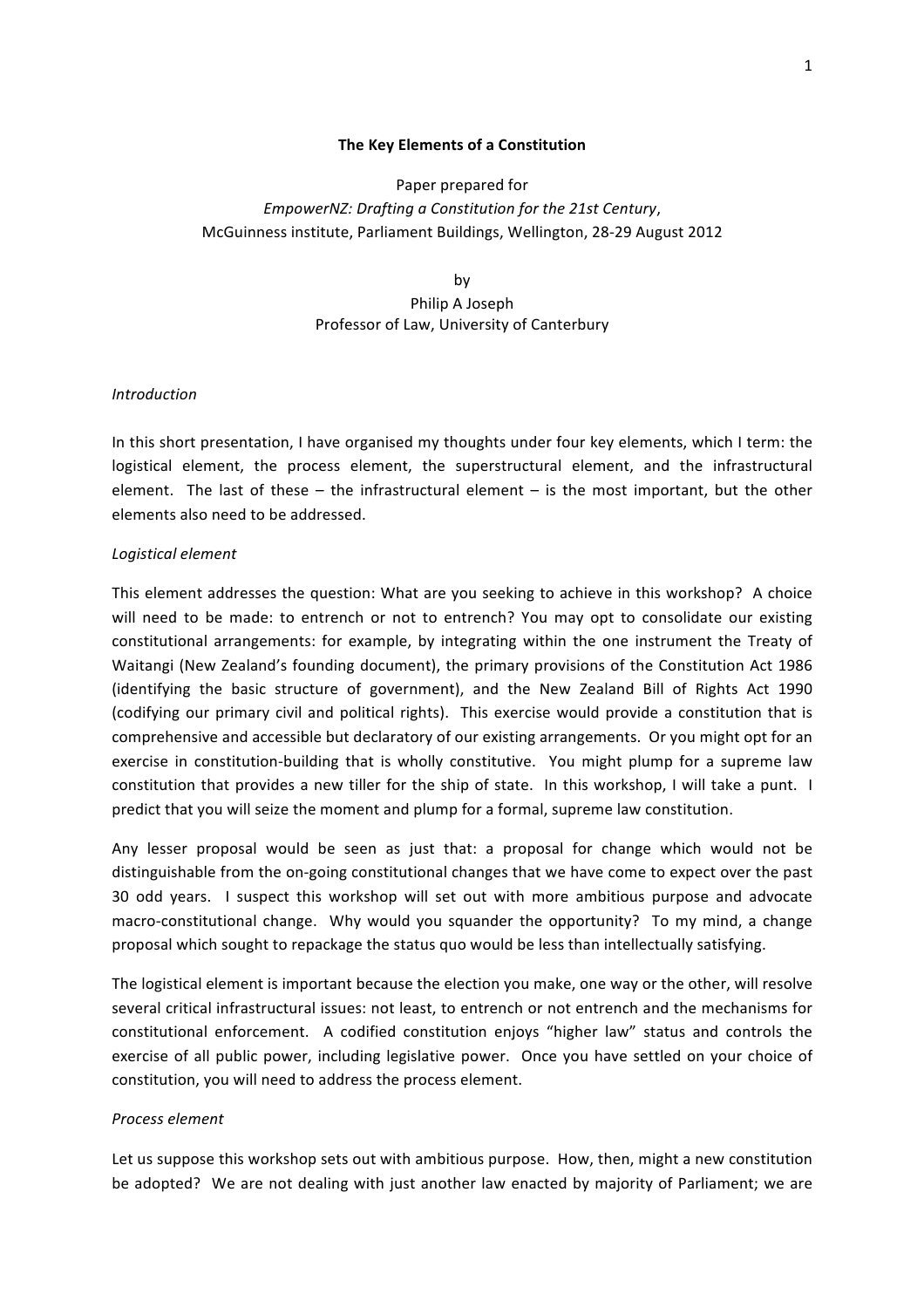**The Key Elements of a Constitution**

Paper prepared for
*EmpowerNZ: Drafting a Constitution for the 21st Century*,
McGuinness institute, Parliament Buildings, Wellington, 28-29 August 2012

by
Philip A Joseph
Professor of Law, University of Canterbury

*Introduction*

In this short presentation, I have organised my thoughts under four key elements, which I term: the logistical element, the process element, the superstructural element, and the infrastructural element. The last of these – the infrastructural element – is the most important, but the other elements also need to be addressed.

*Logistical element*

This element addresses the question: What are you seeking to achieve in this workshop? A choice will need to be made: to entrench or not to entrench? You may opt to consolidate our existing constitutional arrangements: for example, by integrating within the one instrument the Treaty of Waitangi (New Zealand's founding document), the primary provisions of the Constitution Act 1986 (identifying the basic structure of government), and the New Zealand Bill of Rights Act 1990 (codifying our primary civil and political rights). This exercise would provide a constitution that is comprehensive and accessible but declaratory of our existing arrangements. Or you might opt for an exercise in constitution-building that is wholly constitutive. You might plump for a supreme law constitution that provides a new tiller for the ship of state. In this workshop, I will take a punt. I predict that you will seize the moment and plump for a formal, supreme law constitution.

Any lesser proposal would be seen as just that: a proposal for change which would not be distinguishable from the on-going constitutional changes that we have come to expect over the past 30 odd years. I suspect this workshop will set out with more ambitious purpose and advocate macro-constitutional change. Why would you squander the opportunity? To my mind, a change proposal which sought to repackage the status quo would be less than intellectually satisfying.

The logistical element is important because the election you make, one way or the other, will resolve several critical infrastructural issues: not least, to entrench or not entrench and the mechanisms for constitutional enforcement. A codified constitution enjoys "higher law" status and controls the exercise of all public power, including legislative power. Once you have settled on your choice of constitution, you will need to address the process element.

*Process element*

Let us suppose this workshop sets out with ambitious purpose. How, then, might a new constitution be adopted? We are not dealing with just another law enacted by majority of Parliament; we are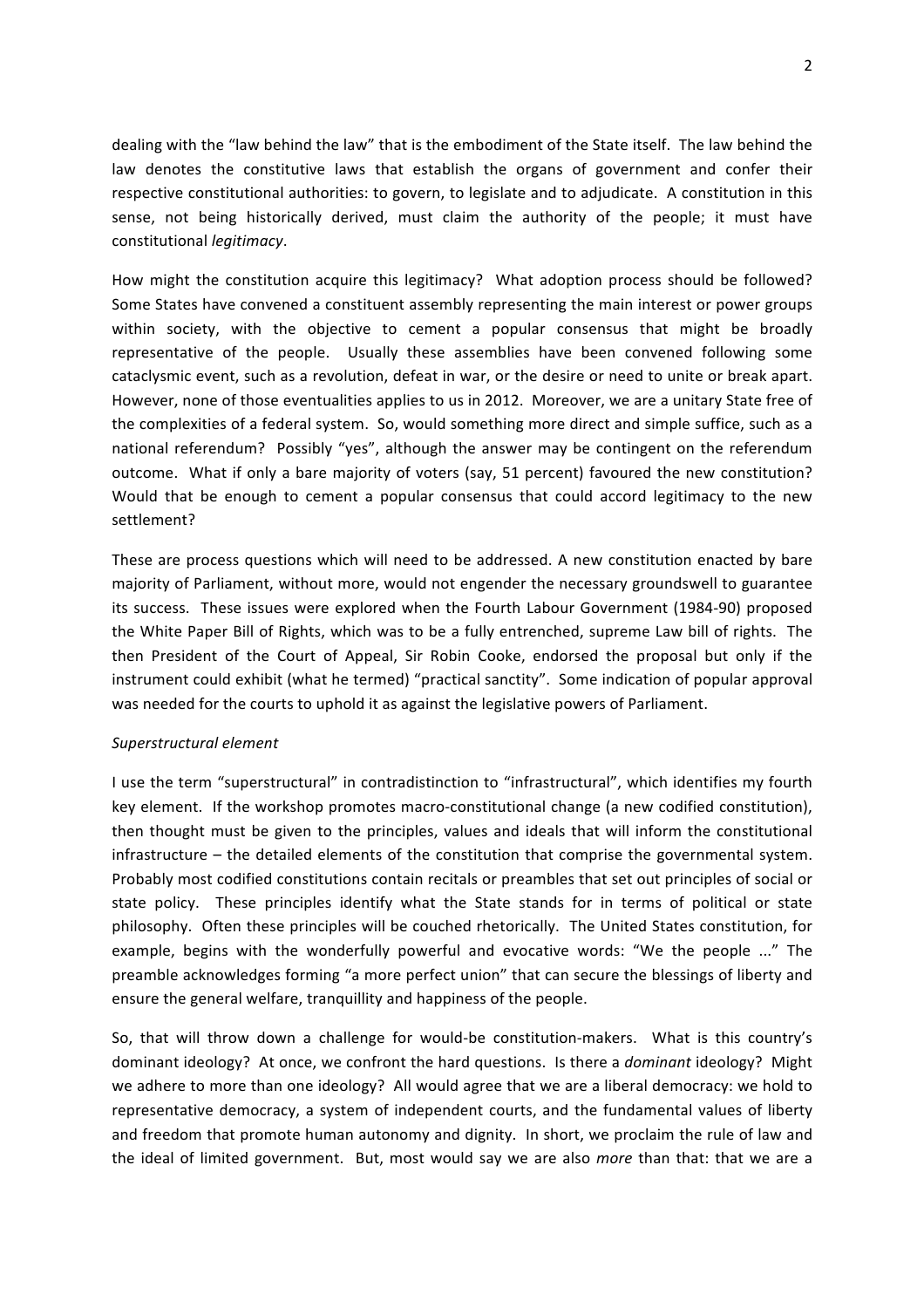dealing with the "law behind the law" that is the embodiment of the State itself. The law behind the law denotes the constitutive laws that establish the organs of government and confer their respective constitutional authorities: to govern, to legislate and to adjudicate. A constitution in this sense, not being historically derived, must claim the authority of the people; it must have constitutional *legitimacy*.

How might the constitution acquire this legitimacy? What adoption process should be followed? Some States have convened a constituent assembly representing the main interest or power groups within society, with the objective to cement a popular consensus that might be broadly representative of the people. Usually these assemblies have been convened following some cataclysmic event, such as a revolution, defeat in war, or the desire or need to unite or break apart. However, none of those eventualities applies to us in 2012. Moreover, we are a unitary State free of the complexities of a federal system. So, would something more direct and simple suffice, such as a national referendum? Possibly "yes", although the answer may be contingent on the referendum outcome. What if only a bare majority of voters (say, 51 percent) favoured the new constitution? Would that be enough to cement a popular consensus that could accord legitimacy to the new settlement?

These are process questions which will need to be addressed. A new constitution enacted by bare majority of Parliament, without more, would not engender the necessary groundswell to guarantee its success. These issues were explored when the Fourth Labour Government (1984-90) proposed the White Paper Bill of Rights, which was to be a fully entrenched, supreme Law bill of rights. The then President of the Court of Appeal, Sir Robin Cooke, endorsed the proposal but only if the instrument could exhibit (what he termed) "practical sanctity". Some indication of popular approval was needed for the courts to uphold it as against the legislative powers of Parliament.

*Superstructural element*

I use the term "superstructural" in contradistinction to "infrastructural", which identifies my fourth key element. If the workshop promotes macro-constitutional change (a new codified constitution), then thought must be given to the principles, values and ideals that will inform the constitutional infrastructure – the detailed elements of the constitution that comprise the governmental system. Probably most codified constitutions contain recitals or preambles that set out principles of social or state policy. These principles identify what the State stands for in terms of political or state philosophy. Often these principles will be couched rhetorically. The United States constitution, for example, begins with the wonderfully powerful and evocative words: "We the people ..." The preamble acknowledges forming "a more perfect union" that can secure the blessings of liberty and ensure the general welfare, tranquillity and happiness of the people.

So, that will throw down a challenge for would-be constitution-makers. What is this country's dominant ideology? At once, we confront the hard questions. Is there a *dominant* ideology? Might we adhere to more than one ideology? All would agree that we are a liberal democracy: we hold to representative democracy, a system of independent courts, and the fundamental values of liberty and freedom that promote human autonomy and dignity. In short, we proclaim the rule of law and the ideal of limited government. But, most would say we are also *more* than that: that we are a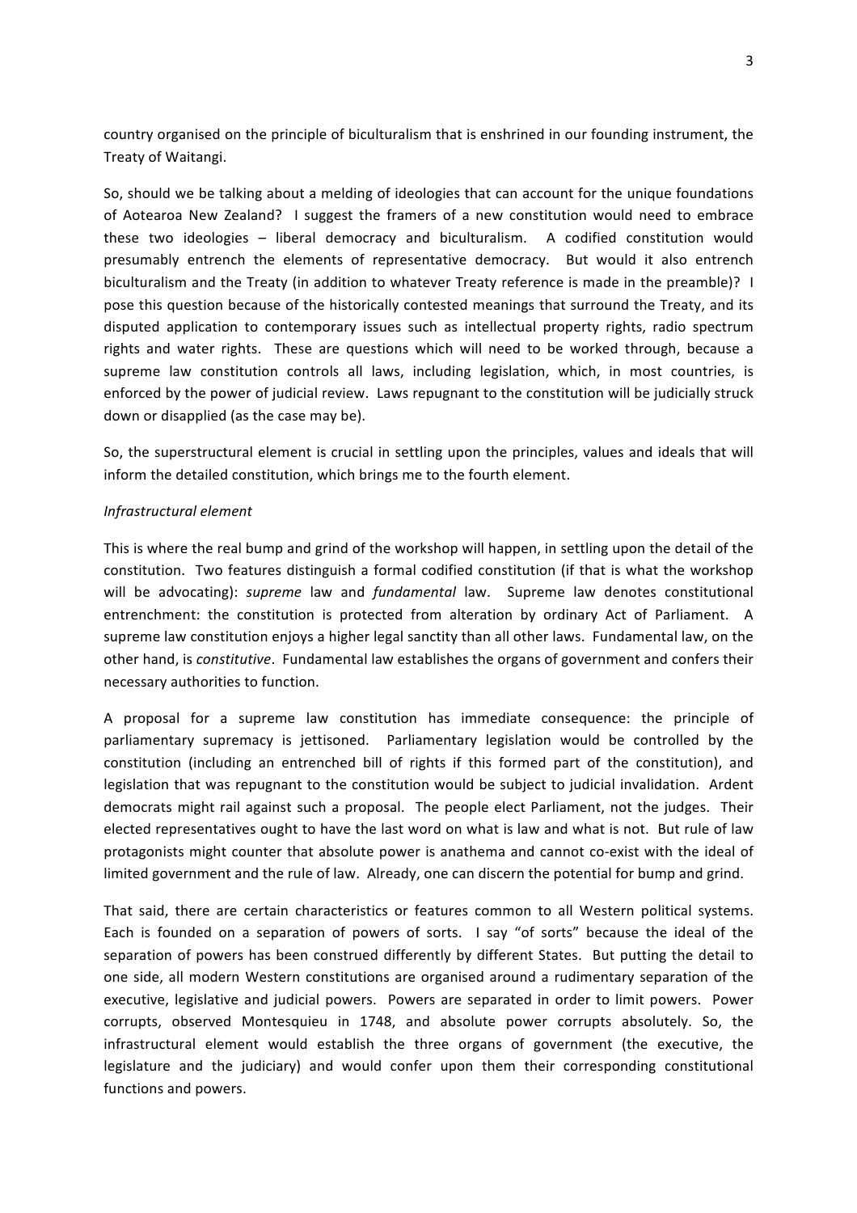country organised on the principle of biculturalism that is enshrined in our founding instrument, the Treaty of Waitangi.

So, should we be talking about a melding of ideologies that can account for the unique foundations of Aotearoa New Zealand? I suggest the framers of a new constitution would need to embrace these two ideologies – liberal democracy and biculturalism. A codified constitution would presumably entrench the elements of representative democracy. But would it also entrench biculturalism and the Treaty (in addition to whatever Treaty reference is made in the preamble)? I pose this question because of the historically contested meanings that surround the Treaty, and its disputed application to contemporary issues such as intellectual property rights, radio spectrum rights and water rights. These are questions which will need to be worked through, because a supreme law constitution controls all laws, including legislation, which, in most countries, is enforced by the power of judicial review. Laws repugnant to the constitution will be judicially struck down or disapplied (as the case may be).

So, the superstructural element is crucial in settling upon the principles, values and ideals that will inform the detailed constitution, which brings me to the fourth element.

*Infrastructural element*

This is where the real bump and grind of the workshop will happen, in settling upon the detail of the constitution. Two features distinguish a formal codified constitution (if that is what the workshop will be advocating): *supreme* law and *fundamental* law. Supreme law denotes constitutional entrenchment: the constitution is protected from alteration by ordinary Act of Parliament. A supreme law constitution enjoys a higher legal sanctity than all other laws. Fundamental law, on the other hand, is *constitutive*. Fundamental law establishes the organs of government and confers their necessary authorities to function.

A proposal for a supreme law constitution has immediate consequence: the principle of parliamentary supremacy is jettisoned. Parliamentary legislation would be controlled by the constitution (including an entrenched bill of rights if this formed part of the constitution), and legislation that was repugnant to the constitution would be subject to judicial invalidation. Ardent democrats might rail against such a proposal. The people elect Parliament, not the judges. Their elected representatives ought to have the last word on what is law and what is not. But rule of law protagonists might counter that absolute power is anathema and cannot co-exist with the ideal of limited government and the rule of law. Already, one can discern the potential for bump and grind.

That said, there are certain characteristics or features common to all Western political systems. Each is founded on a separation of powers of sorts. I say "of sorts" because the ideal of the separation of powers has been construed differently by different States. But putting the detail to one side, all modern Western constitutions are organised around a rudimentary separation of the executive, legislative and judicial powers. Powers are separated in order to limit powers. Power corrupts, observed Montesquieu in 1748, and absolute power corrupts absolutely. So, the infrastructural element would establish the three organs of government (the executive, the legislature and the judiciary) and would confer upon them their corresponding constitutional functions and powers.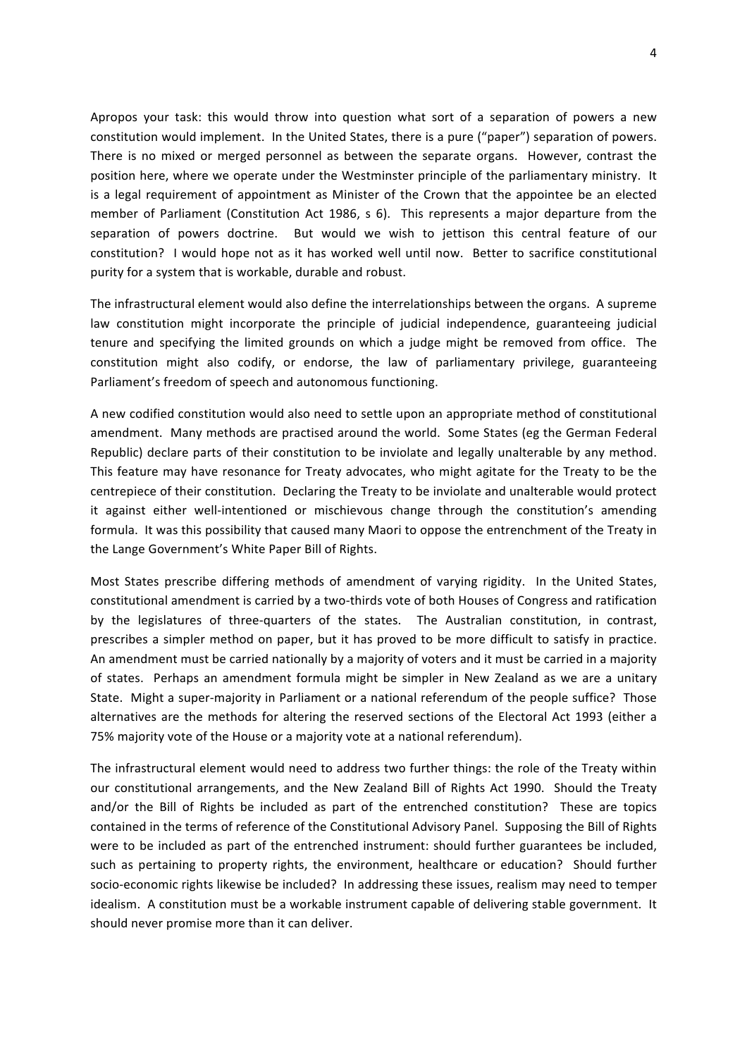Apropos your task: this would throw into question what sort of a separation of powers a new constitution would implement. In the United States, there is a pure ("paper") separation of powers. There is no mixed or merged personnel as between the separate organs. However, contrast the position here, where we operate under the Westminster principle of the parliamentary ministry. It is a legal requirement of appointment as Minister of the Crown that the appointee be an elected member of Parliament (Constitution Act 1986, s 6). This represents a major departure from the separation of powers doctrine. But would we wish to jettison this central feature of our constitution? I would hope not as it has worked well until now. Better to sacrifice constitutional purity for a system that is workable, durable and robust.

The infrastructural element would also define the interrelationships between the organs. A supreme law constitution might incorporate the principle of judicial independence, guaranteeing judicial tenure and specifying the limited grounds on which a judge might be removed from office. The constitution might also codify, or endorse, the law of parliamentary privilege, guaranteeing Parliament's freedom of speech and autonomous functioning.

A new codified constitution would also need to settle upon an appropriate method of constitutional amendment. Many methods are practised around the world. Some States (eg the German Federal Republic) declare parts of their constitution to be inviolate and legally unalterable by any method. This feature may have resonance for Treaty advocates, who might agitate for the Treaty to be the centrepiece of their constitution. Declaring the Treaty to be inviolate and unalterable would protect it against either well-intentioned or mischievous change through the constitution's amending formula. It was this possibility that caused many Maori to oppose the entrenchment of the Treaty in the Lange Government's White Paper Bill of Rights.

Most States prescribe differing methods of amendment of varying rigidity. In the United States, constitutional amendment is carried by a two-thirds vote of both Houses of Congress and ratification by the legislatures of three-quarters of the states. The Australian constitution, in contrast, prescribes a simpler method on paper, but it has proved to be more difficult to satisfy in practice. An amendment must be carried nationally by a majority of voters and it must be carried in a majority of states. Perhaps an amendment formula might be simpler in New Zealand as we are a unitary State. Might a super-majority in Parliament or a national referendum of the people suffice? Those alternatives are the methods for altering the reserved sections of the Electoral Act 1993 (either a 75% majority vote of the House or a majority vote at a national referendum).

The infrastructural element would need to address two further things: the role of the Treaty within our constitutional arrangements, and the New Zealand Bill of Rights Act 1990. Should the Treaty and/or the Bill of Rights be included as part of the entrenched constitution? These are topics contained in the terms of reference of the Constitutional Advisory Panel. Supposing the Bill of Rights were to be included as part of the entrenched instrument: should further guarantees be included, such as pertaining to property rights, the environment, healthcare or education? Should further socio-economic rights likewise be included? In addressing these issues, realism may need to temper idealism. A constitution must be a workable instrument capable of delivering stable government. It should never promise more than it can deliver.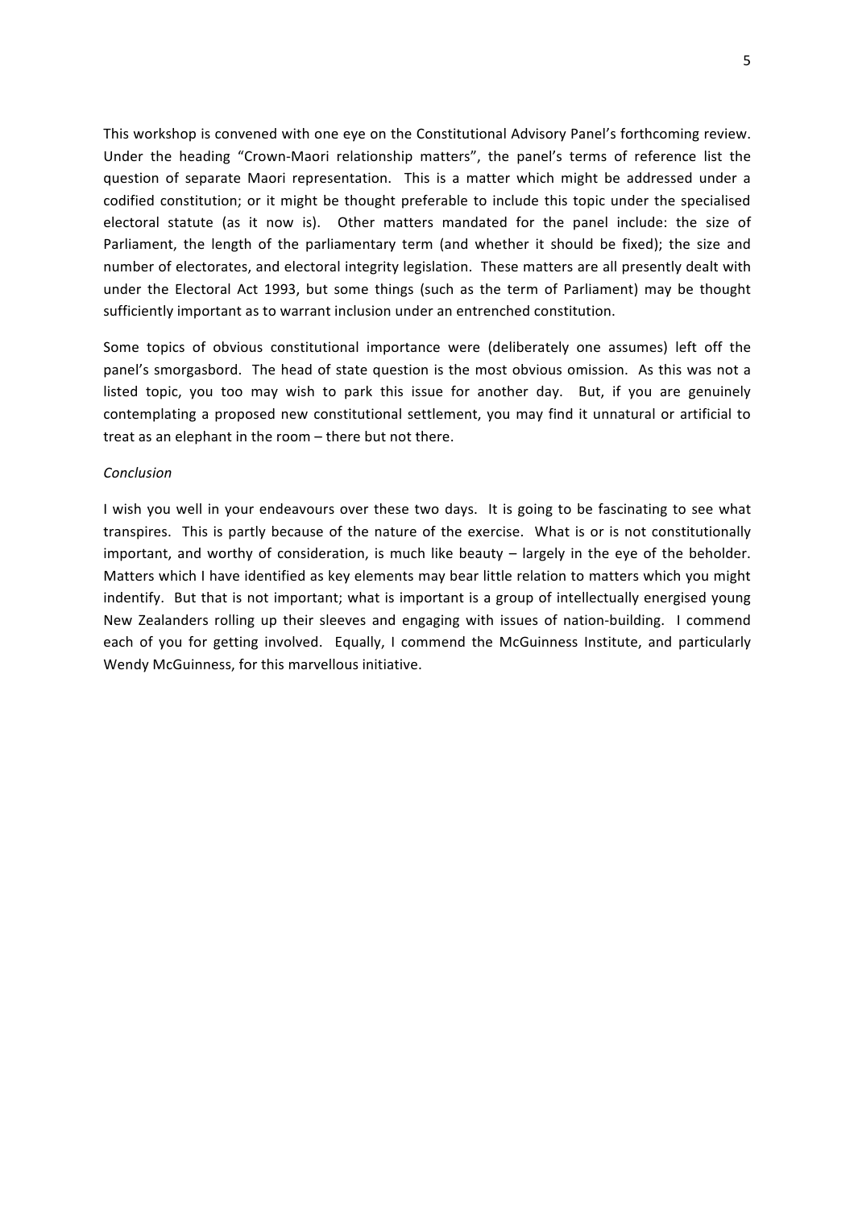This workshop is convened with one eye on the Constitutional Advisory Panel's forthcoming review. Under the heading "Crown-Maori relationship matters", the panel's terms of reference list the question of separate Maori representation. This is a matter which might be addressed under a codified constitution; or it might be thought preferable to include this topic under the specialised electoral statute (as it now is). Other matters mandated for the panel include: the size of Parliament, the length of the parliamentary term (and whether it should be fixed); the size and number of electorates, and electoral integrity legislation. These matters are all presently dealt with under the Electoral Act 1993, but some things (such as the term of Parliament) may be thought sufficiently important as to warrant inclusion under an entrenched constitution.

Some topics of obvious constitutional importance were (deliberately one assumes) left off the panel's smorgasbord. The head of state question is the most obvious omission. As this was not a listed topic, you too may wish to park this issue for another day. But, if you are genuinely contemplating a proposed new constitutional settlement, you may find it unnatural or artificial to treat as an elephant in the room – there but not there.

*Conclusion*

I wish you well in your endeavours over these two days. It is going to be fascinating to see what transpires. This is partly because of the nature of the exercise. What is or is not constitutionally important, and worthy of consideration, is much like beauty – largely in the eye of the beholder. Matters which I have identified as key elements may bear little relation to matters which you might indentify. But that is not important; what is important is a group of intellectually energised young New Zealanders rolling up their sleeves and engaging with issues of nation-building. I commend each of you for getting involved. Equally, I commend the McGuinness Institute, and particularly Wendy McGuinness, for this marvellous initiative.